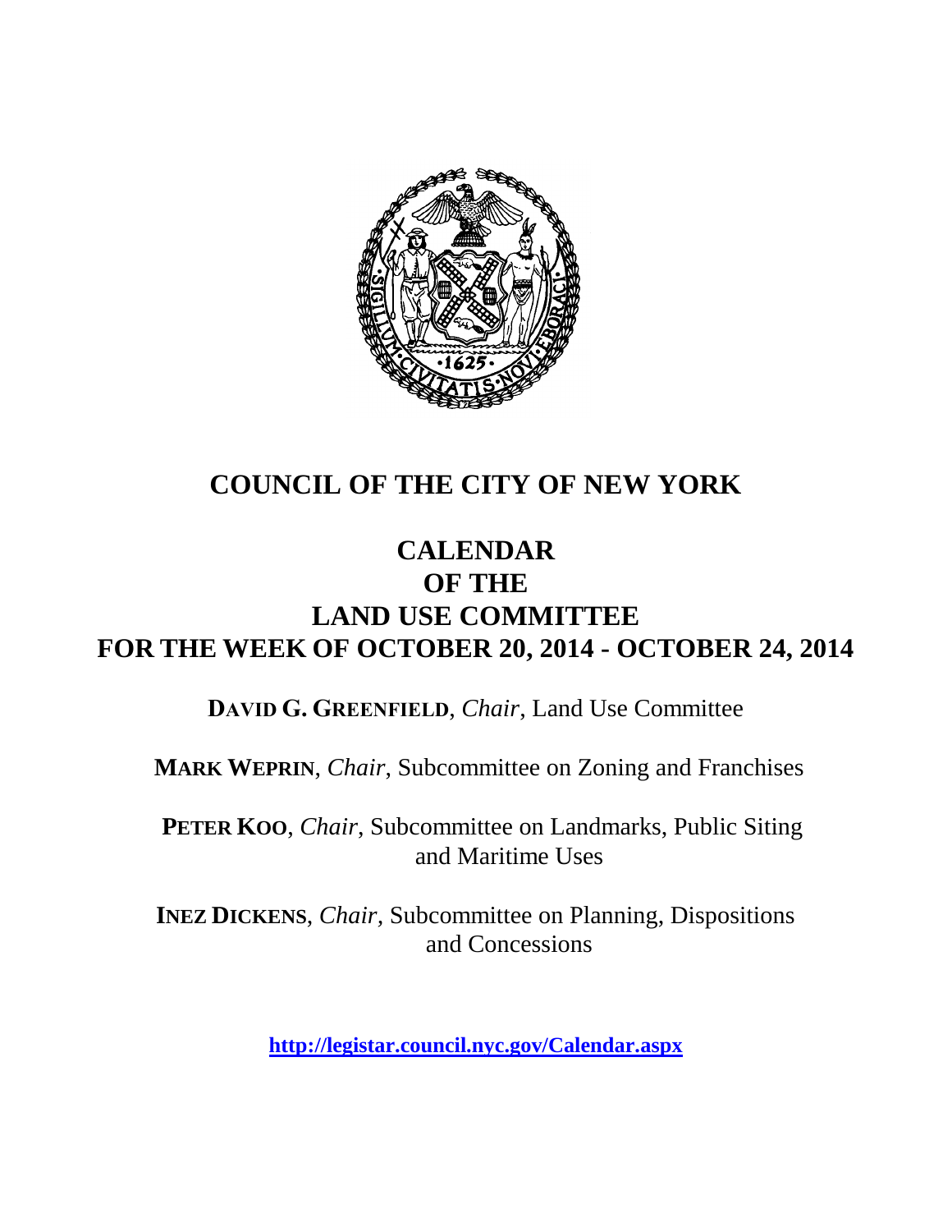# COUNCIL OF THE CITY OF NEW YORK

# CALENDAR OF THE LAND USE COMMITTEE FOR THE WEEK OF OCTOBER 20, 2014 - OCTOBER 24, 2014

**DAVID G. GREENFIELD**, *Chair*, Land Use Committee

**MARK WEPRIN**, *Chair*, Subcommittee on Zoning and Franchises

**PETER KOO**, *Chair*, Subcommittee on Landmarks, Public Siting and Maritime Uses

**INEZ DICKENS**, *Chair*, Subcommittee on Planning, Dispositions and Concessions

**http://legistar.council.nyc.gov/Calendar.aspx**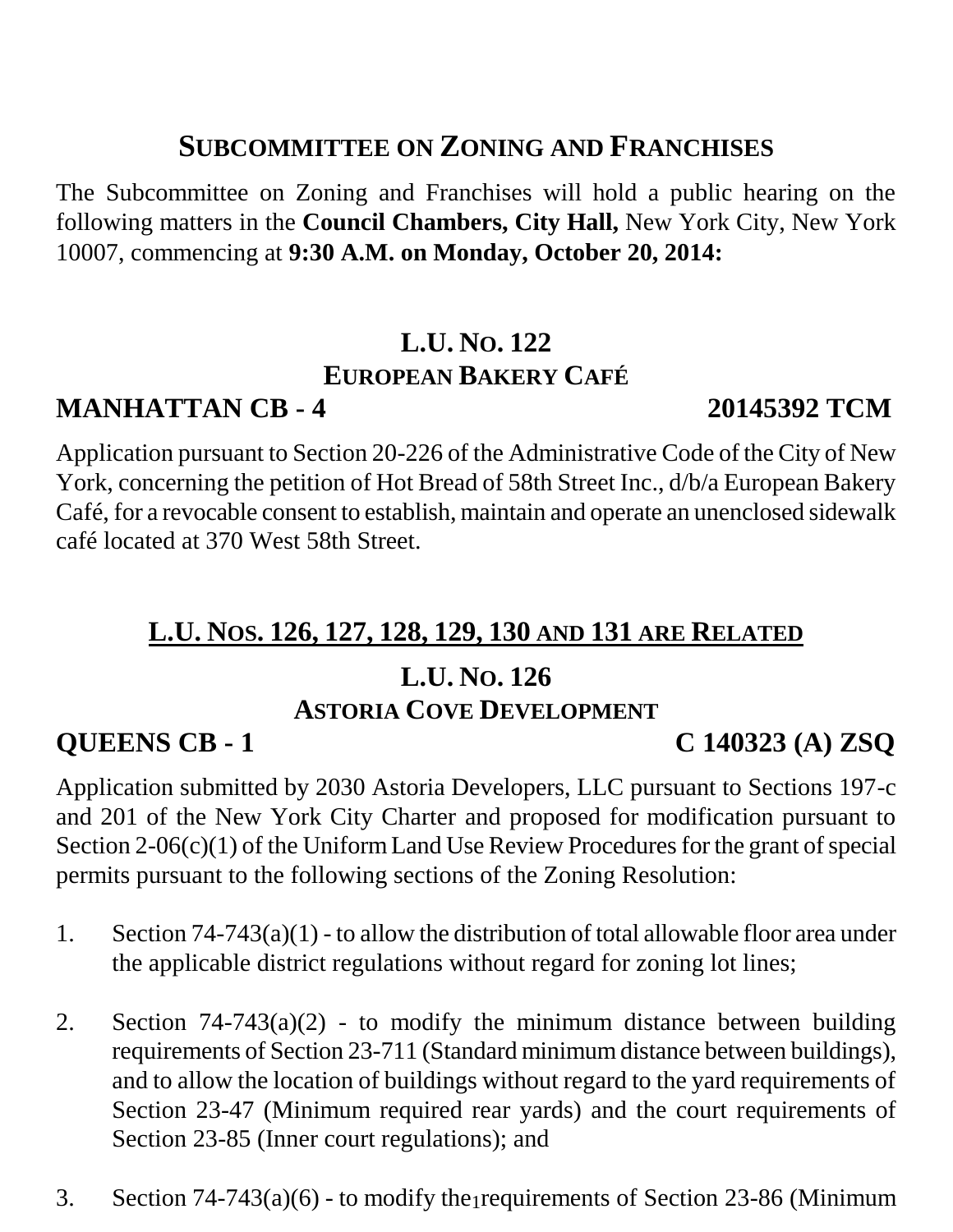## SUBCOMMITTEE ON ZONING AND FRANCHISES

The Subcommittee on Zoning and Franchises will hold a public hearing on the following matters in the **Council Chambers, City Hall,** New York City, New York 10007, commencing at **9:30 A.M. on Monday, October 20, 2014:**

### L.U. NO. 122
### EUROPEAN BAKERY CAFÉ

**MANHATTAN CB - 4** **20145392 TCM**

Application pursuant to Section 20-226 of the Administrative Code of the City of New York, concerning the petition of Hot Bread of 58th Street Inc., d/b/a European Bakery Café, for a revocable consent to establish, maintain and operate an unenclosed sidewalk café located at 370 West 58th Street.

### L.U. NOS. 126, 127, 128, 129, 130 AND 131 ARE RELATED

### L.U. NO. 126
### ASTORIA COVE DEVELOPMENT

**QUEENS CB - 1** **C 140323 (A) ZSQ**

Application submitted by 2030 Astoria Developers, LLC pursuant to Sections 197-c and 201 of the New York City Charter and proposed for modification pursuant to Section 2-06(c)(1) of the Uniform Land Use Review Procedures for the grant of special permits pursuant to the following sections of the Zoning Resolution:

1. Section 74-743(a)(1) - to allow the distribution of total allowable floor area under the applicable district regulations without regard for zoning lot lines;

2. Section 74-743(a)(2) - to modify the minimum distance between building requirements of Section 23-711 (Standard minimum distance between buildings), and to allow the location of buildings without regard to the yard requirements of Section 23-47 (Minimum required rear yards) and the court requirements of Section 23-85 (Inner court regulations); and

3. Section 74-743(a)(6) - to modify the requirements of Section 23-86 (Minimum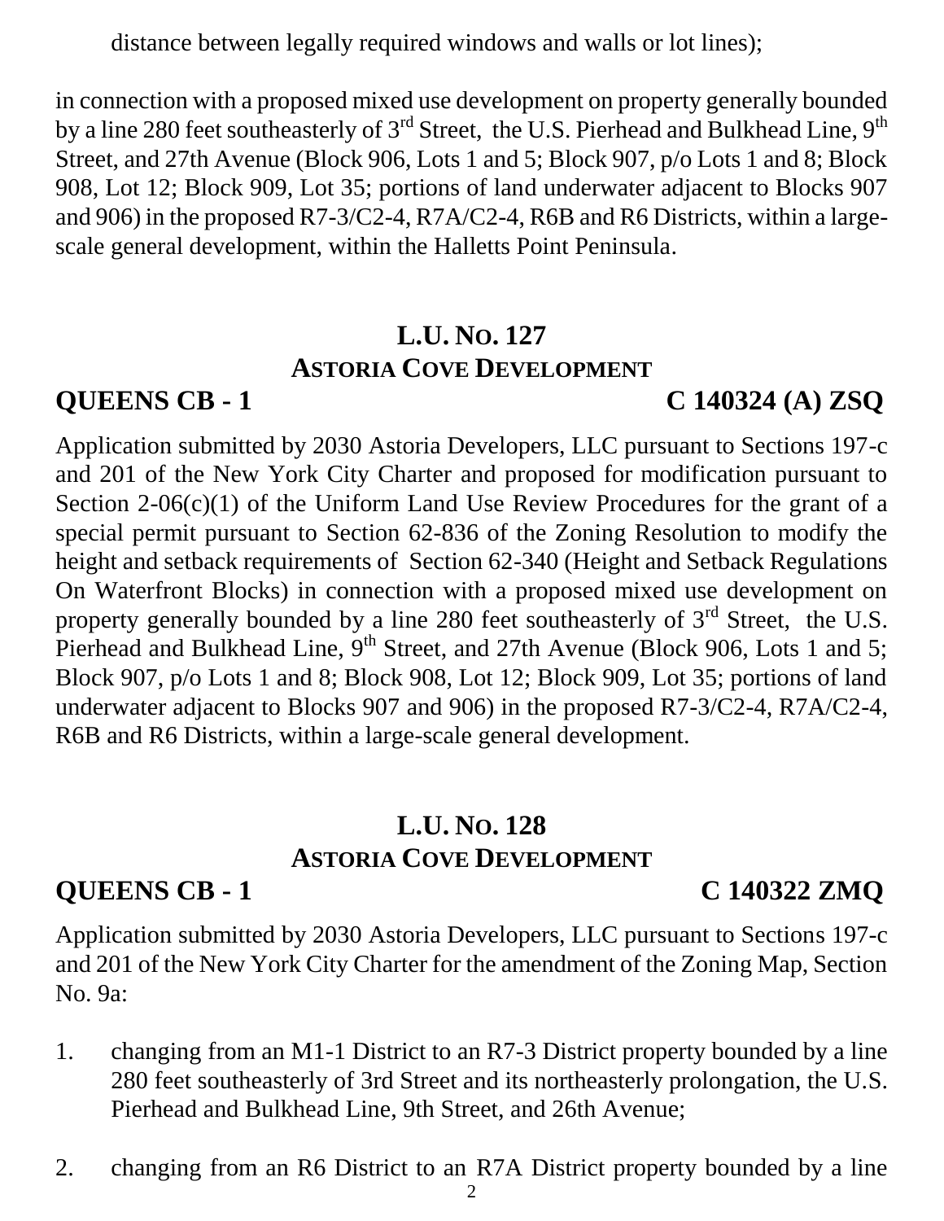distance between legally required windows and walls or lot lines);

in connection with a proposed mixed use development on property generally bounded by a line 280 feet southeasterly of 3rd Street, the U.S. Pierhead and Bulkhead Line, 9th Street, and 27th Avenue (Block 906, Lots 1 and 5; Block 907, p/o Lots 1 and 8; Block 908, Lot 12; Block 909, Lot 35; portions of land underwater adjacent to Blocks 907 and 906) in the proposed R7-3/C2-4, R7A/C2-4, R6B and R6 Districts, within a large-scale general development, within the Halletts Point Peninsula.

## L.U. NO. 127
## ASTORIA COVE DEVELOPMENT

**QUEENS CB - 1** **C 140324 (A) ZSQ**

Application submitted by 2030 Astoria Developers, LLC pursuant to Sections 197-c and 201 of the New York City Charter and proposed for modification pursuant to Section 2-06(c)(1) of the Uniform Land Use Review Procedures for the grant of a special permit pursuant to Section 62-836 of the Zoning Resolution to modify the height and setback requirements of Section 62-340 (Height and Setback Regulations On Waterfront Blocks) in connection with a proposed mixed use development on property generally bounded by a line 280 feet southeasterly of 3rd Street, the U.S. Pierhead and Bulkhead Line, 9th Street, and 27th Avenue (Block 906, Lots 1 and 5; Block 907, p/o Lots 1 and 8; Block 908, Lot 12; Block 909, Lot 35; portions of land underwater adjacent to Blocks 907 and 906) in the proposed R7-3/C2-4, R7A/C2-4, R6B and R6 Districts, within a large-scale general development.

## L.U. NO. 128
## ASTORIA COVE DEVELOPMENT

**QUEENS CB - 1** **C 140322 ZMQ**

Application submitted by 2030 Astoria Developers, LLC pursuant to Sections 197-c and 201 of the New York City Charter for the amendment of the Zoning Map, Section No. 9a:

1. changing from an M1-1 District to an R7-3 District property bounded by a line 280 feet southeasterly of 3rd Street and its northeasterly prolongation, the U.S. Pierhead and Bulkhead Line, 9th Street, and 26th Avenue;

2. changing from an R6 District to an R7A District property bounded by a line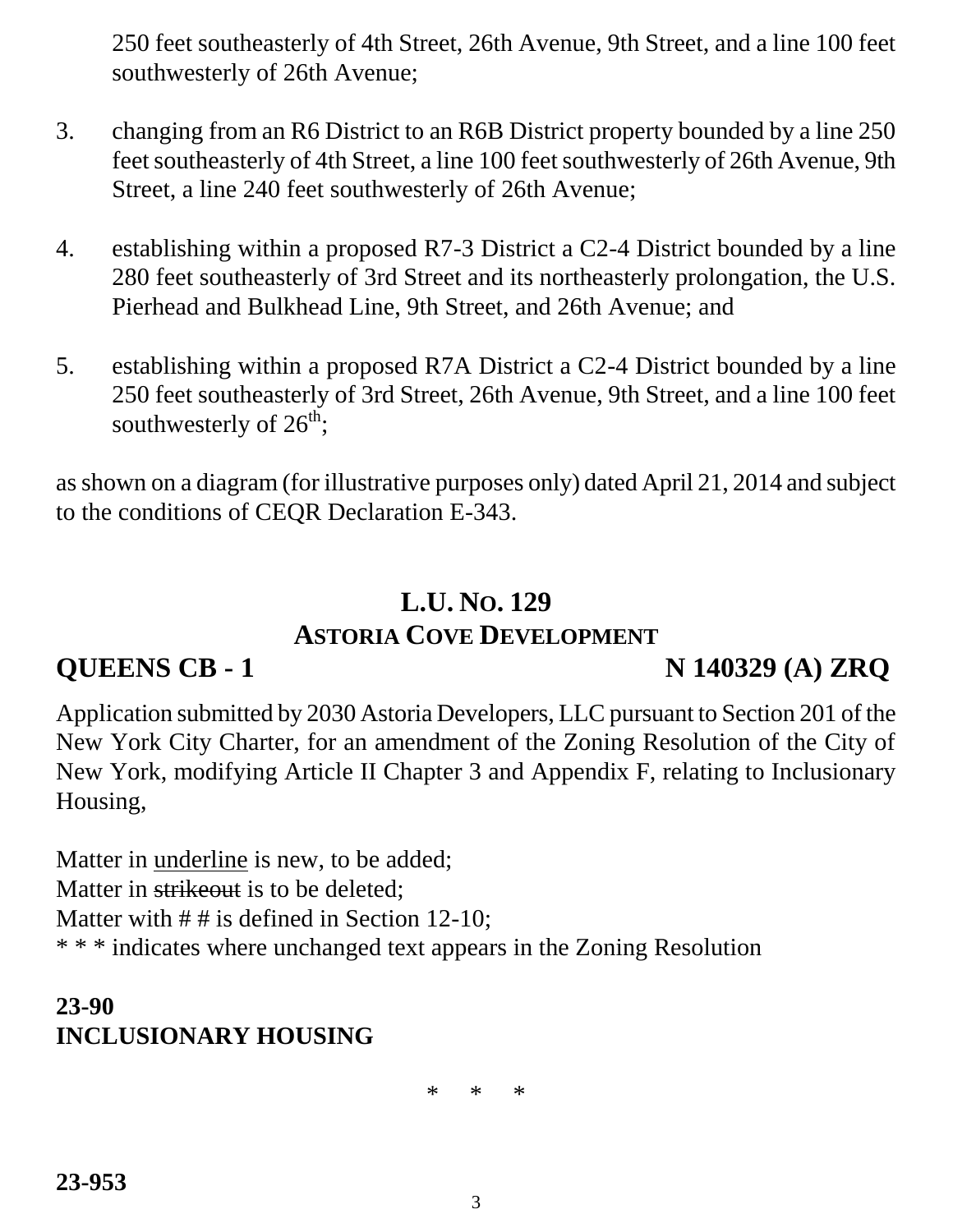250 feet southeasterly of 4th Street, 26th Avenue, 9th Street, and a line 100 feet southwesterly of 26th Avenue;

3. changing from an R6 District to an R6B District property bounded by a line 250 feet southeasterly of 4th Street, a line 100 feet southwesterly of 26th Avenue, 9th Street, a line 240 feet southwesterly of 26th Avenue;

4. establishing within a proposed R7-3 District a C2-4 District bounded by a line 280 feet southeasterly of 3rd Street and its northeasterly prolongation, the U.S. Pierhead and Bulkhead Line, 9th Street, and 26th Avenue; and

5. establishing within a proposed R7A District a C2-4 District bounded by a line 250 feet southeasterly of 3rd Street, 26th Avenue, 9th Street, and a line 100 feet southwesterly of 26th;

as shown on a diagram (for illustrative purposes only) dated April 21, 2014 and subject to the conditions of CEQR Declaration E-343.

## L.U. No. 129
## Astoria Cove Development

**QUEENS CB - 1** **N 140329 (A) ZRQ**

Application submitted by 2030 Astoria Developers, LLC pursuant to Section 201 of the New York City Charter, for an amendment of the Zoning Resolution of the City of New York, modifying Article II Chapter 3 and Appendix F, relating to Inclusionary Housing,

Matter in <u>underline</u> is new, to be added;
Matter in ~~strikeout~~ is to be deleted;
Matter with # # is defined in Section 12-10;
* * * indicates where unchanged text appears in the Zoning Resolution

**23-90**
**INCLUSIONARY HOUSING**

\* \* \*

**23-953**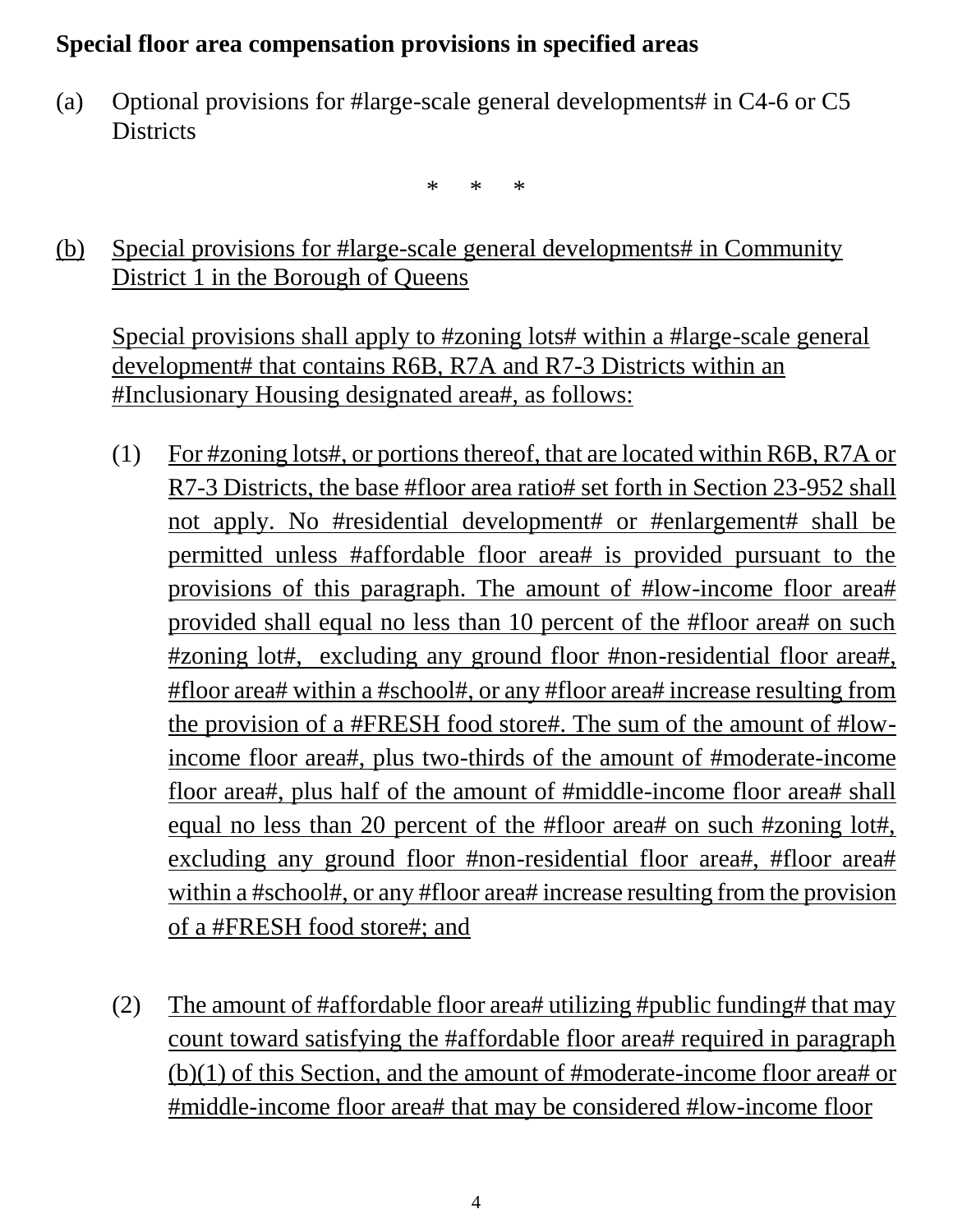**Special floor area compensation provisions in specified areas**

(a) Optional provisions for #large-scale general developments# in C4-6 or C5 Districts

\*     \*     \*

(b) Special provisions for #large-scale general developments# in Community District 1 in the Borough of Queens

Special provisions shall apply to #zoning lots# within a #large-scale general development# that contains R6B, R7A and R7-3 Districts within an #Inclusionary Housing designated area#, as follows:

(1) For #zoning lots#, or portions thereof, that are located within R6B, R7A or R7-3 Districts, the base #floor area ratio# set forth in Section 23-952 shall not apply. No #residential development# or #enlargement# shall be permitted unless #affordable floor area# is provided pursuant to the provisions of this paragraph. The amount of #low-income floor area# provided shall equal no less than 10 percent of the #floor area# on such #zoning lot#, excluding any ground floor #non-residential floor area#, #floor area# within a #school#, or any #floor area# increase resulting from the provision of a #FRESH food store#. The sum of the amount of #low-income floor area#, plus two-thirds of the amount of #moderate-income floor area#, plus half of the amount of #middle-income floor area# shall equal no less than 20 percent of the #floor area# on such #zoning lot#, excluding any ground floor #non-residential floor area#, #floor area# within a #school#, or any #floor area# increase resulting from the provision of a #FRESH food store#; and

(2) The amount of #affordable floor area# utilizing #public funding# that may count toward satisfying the #affordable floor area# required in paragraph (b)(1) of this Section, and the amount of #moderate-income floor area# or #middle-income floor area# that may be considered #low-income floor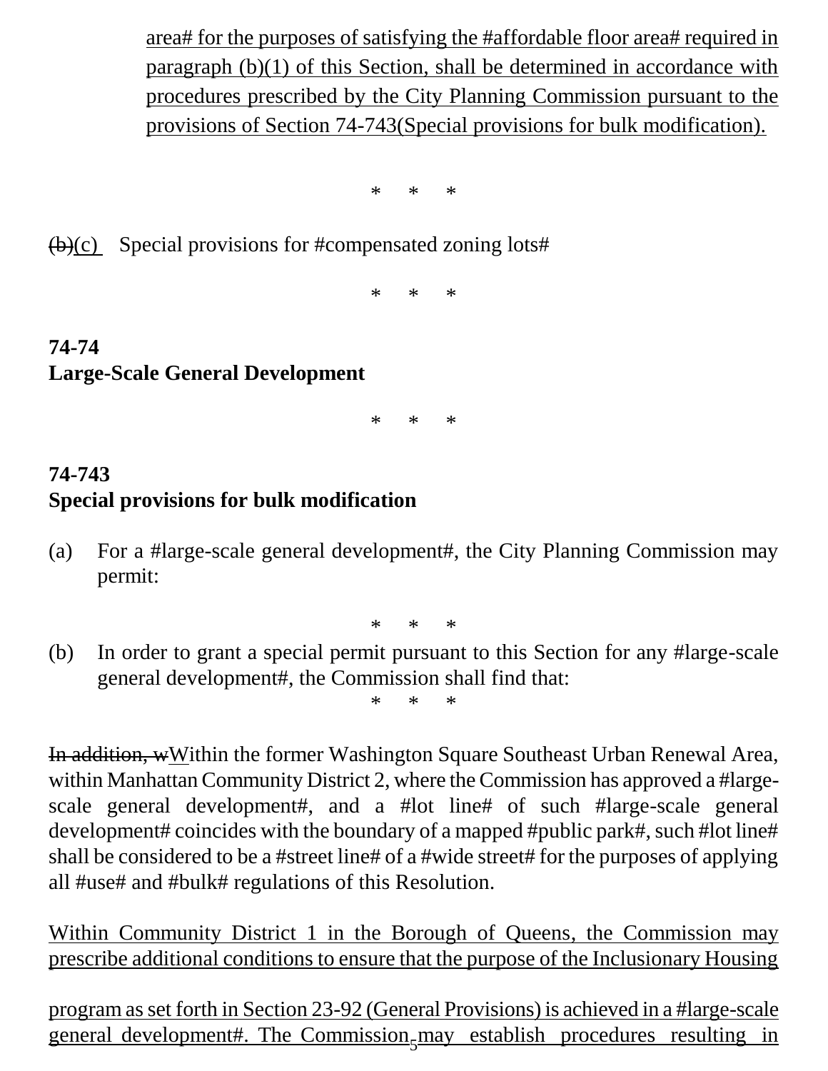area# for the purposes of satisfying the #affordable floor area# required in paragraph (b)(1) of this Section, shall be determined in accordance with procedures prescribed by the City Planning Commission pursuant to the provisions of Section 74-743(Special provisions for bulk modification).

\*     \*     \*

~~(b)~~(c) Special provisions for #compensated zoning lots#

\*     \*     \*

**74-74**
**Large-Scale General Development**

\*     \*     \*

**74-743**
**Special provisions for bulk modification**

(a) For a #large-scale general development#, the City Planning Commission may permit:

\*     \*     \*

(b) In order to grant a special permit pursuant to this Section for any #large-scale general development#, the Commission shall find that:

\*     \*     \*

~~In addition, w~~Within the former Washington Square Southeast Urban Renewal Area, within Manhattan Community District 2, where the Commission has approved a #large-scale general development#, and a #lot line# of such #large-scale general development# coincides with the boundary of a mapped #public park#, such #lot line# shall be considered to be a #street line# of a #wide street# for the purposes of applying all #use# and #bulk# regulations of this Resolution.

Within Community District 1 in the Borough of Queens, the Commission may prescribe additional conditions to ensure that the purpose of the Inclusionary Housing program as set forth in Section 23-92 (General Provisions) is achieved in a #large-scale general development#. The Commission may establish procedures resulting in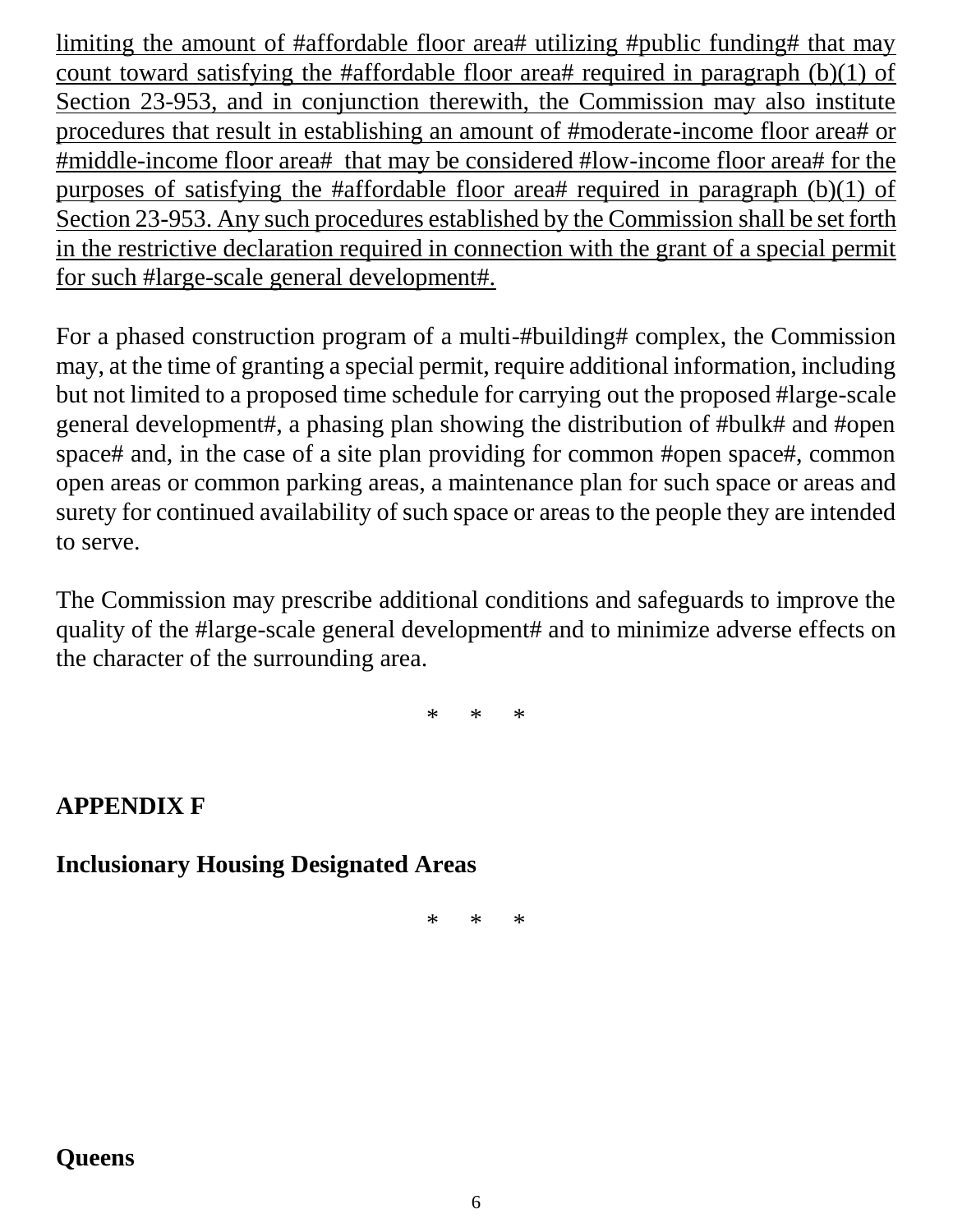limiting the amount of #affordable floor area# utilizing #public funding# that may count toward satisfying the #affordable floor area# required in paragraph (b)(1) of Section 23-953, and in conjunction therewith, the Commission may also institute procedures that result in establishing an amount of #moderate-income floor area# or #middle-income floor area# that may be considered #low-income floor area# for the purposes of satisfying the #affordable floor area# required in paragraph (b)(1) of Section 23-953. Any such procedures established by the Commission shall be set forth in the restrictive declaration required in connection with the grant of a special permit for such #large-scale general development#.

For a phased construction program of a multi-#building# complex, the Commission may, at the time of granting a special permit, require additional information, including but not limited to a proposed time schedule for carrying out the proposed #large-scale general development#, a phasing plan showing the distribution of #bulk# and #open space# and, in the case of a site plan providing for common #open space#, common open areas or common parking areas, a maintenance plan for such space or areas and surety for continued availability of such space or areas to the people they are intended to serve.

The Commission may prescribe additional conditions and safeguards to improve the quality of the #large-scale general development# and to minimize adverse effects on the character of the surrounding area.

\* \* \*

**APPENDIX F**

**Inclusionary Housing Designated Areas**

\* \* \*

**Queens**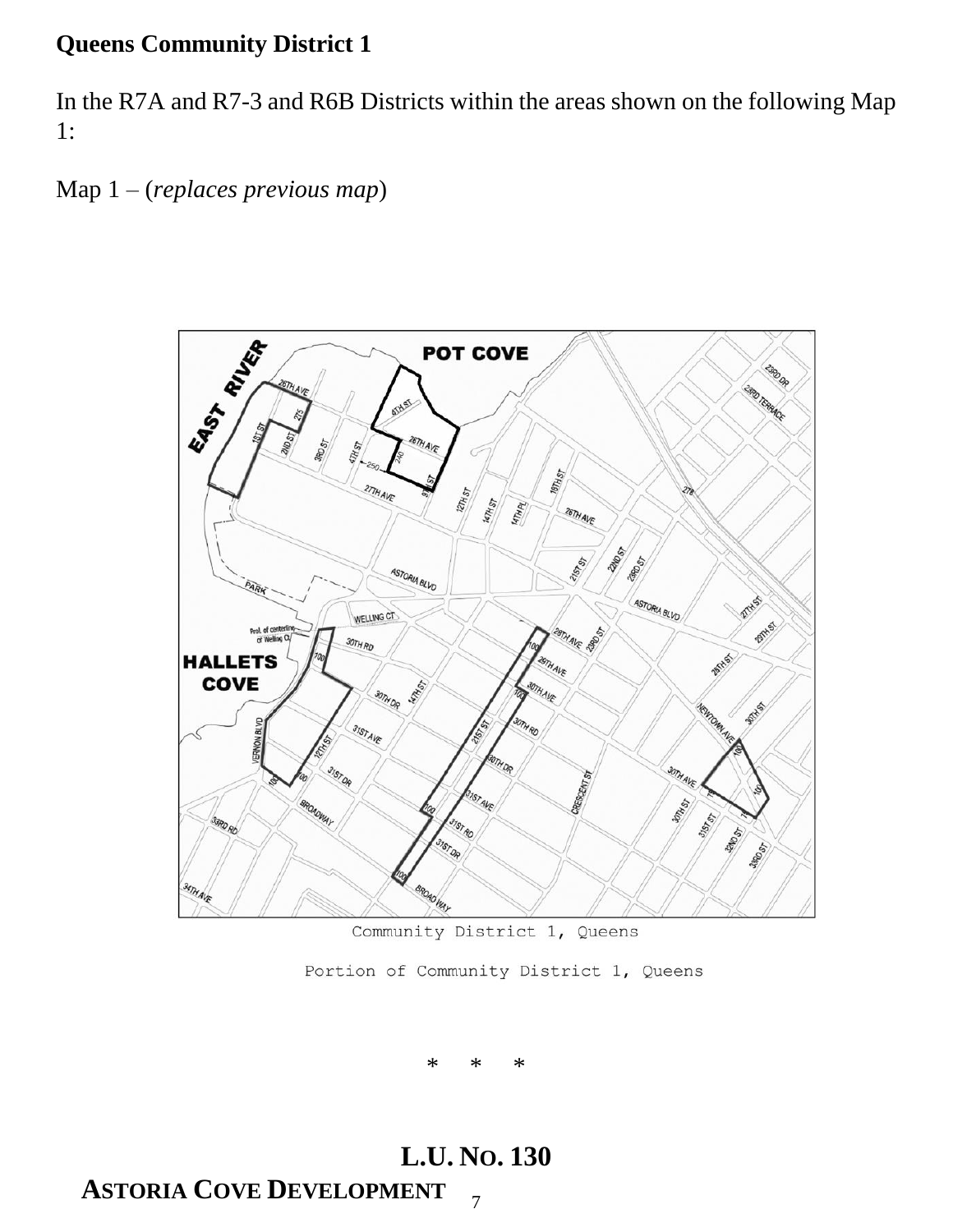**Queens Community District 1**

In the R7A and R7-3 and R6B Districts within the areas shown on the following Map 1:

Map 1 – (*replaces previous map*)

Community District 1, Queens

Portion of Community District 1, Queens

\* \* \*

**L.U. NO. 130**

**ASTORIA COVE DEVELOPMENT**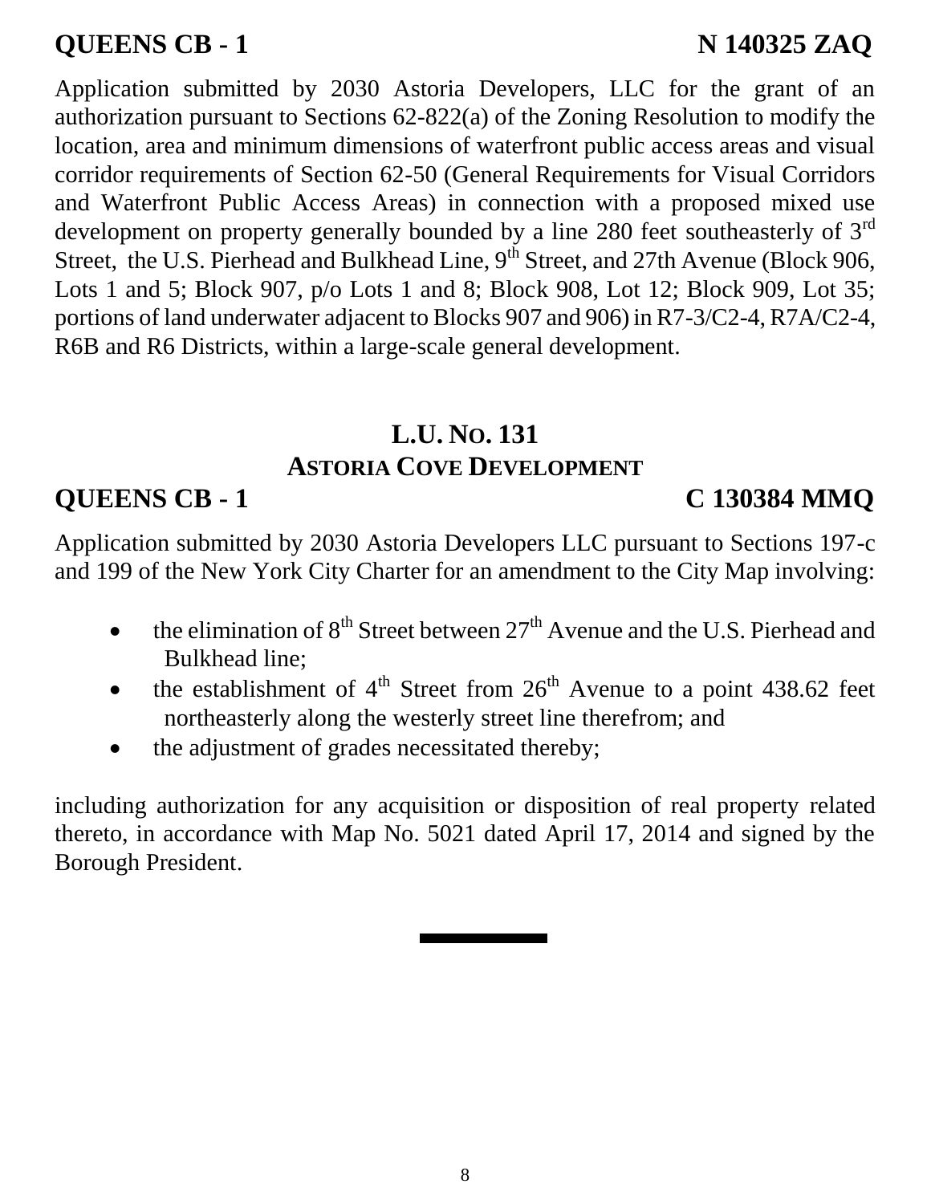**QUEENS CB - 1 N 140325 ZAQ**

Application submitted by 2030 Astoria Developers, LLC for the grant of an authorization pursuant to Sections 62-822(a) of the Zoning Resolution to modify the location, area and minimum dimensions of waterfront public access areas and visual corridor requirements of Section 62-50 (General Requirements for Visual Corridors and Waterfront Public Access Areas) in connection with a proposed mixed use development on property generally bounded by a line 280 feet southeasterly of 3rd Street, the U.S. Pierhead and Bulkhead Line, 9th Street, and 27th Avenue (Block 906, Lots 1 and 5; Block 907, p/o Lots 1 and 8; Block 908, Lot 12; Block 909, Lot 35; portions of land underwater adjacent to Blocks 907 and 906) in R7-3/C2-4, R7A/C2-4, R6B and R6 Districts, within a large-scale general development.

## L.U. NO. 131
## ASTORIA COVE DEVELOPMENT

**QUEENS CB - 1 C 130384 MMQ**

Application submitted by 2030 Astoria Developers LLC pursuant to Sections 197-c and 199 of the New York City Charter for an amendment to the City Map involving:

- the elimination of 8th Street between 27th Avenue and the U.S. Pierhead and Bulkhead line;
- the establishment of 4th Street from 26th Avenue to a point 438.62 feet northeasterly along the westerly street line therefrom; and
- the adjustment of grades necessitated thereby;

including authorization for any acquisition or disposition of real property related thereto, in accordance with Map No. 5021 dated April 17, 2014 and signed by the Borough President.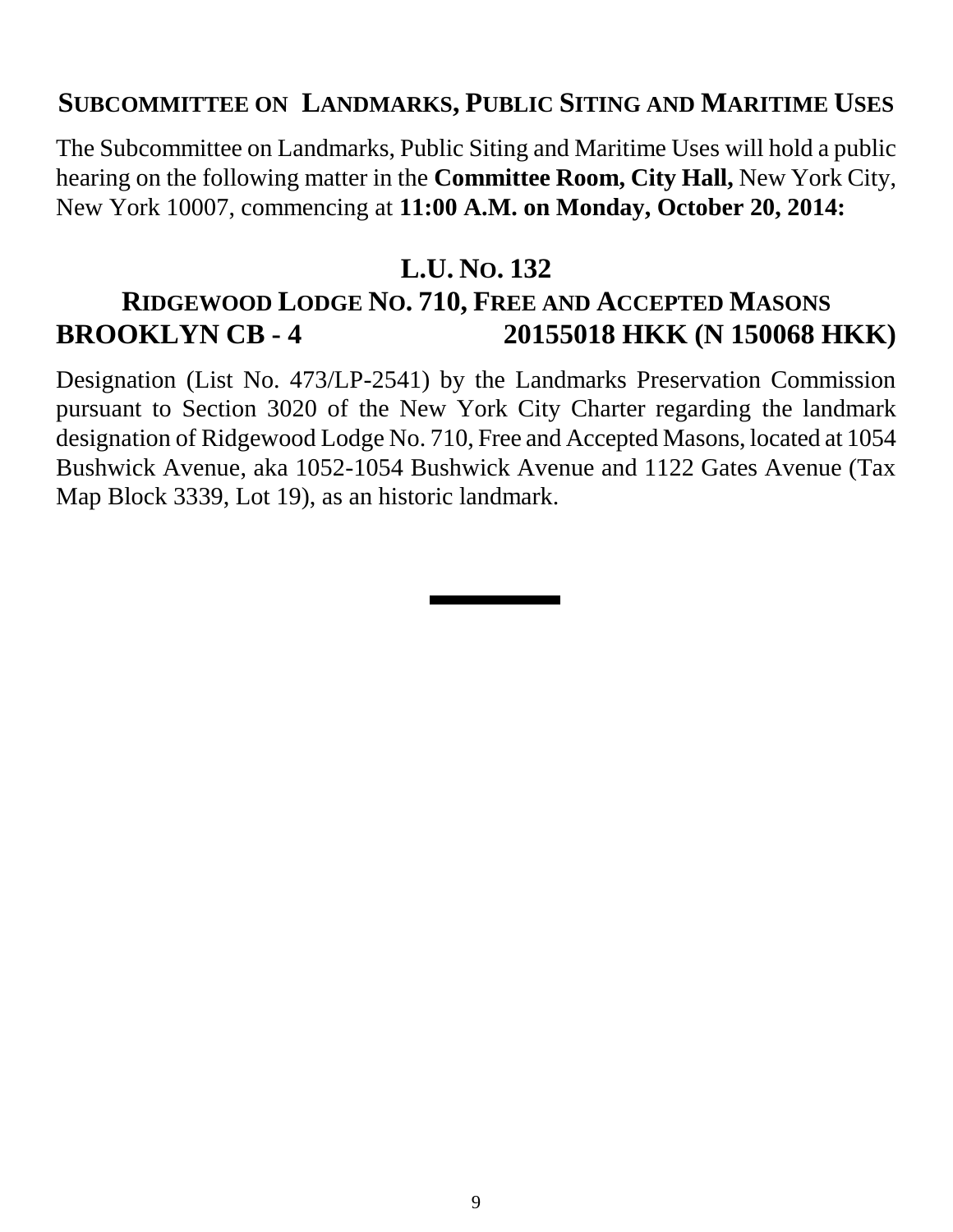## SUBCOMMITTEE ON LANDMARKS, PUBLIC SITING AND MARITIME USES

The Subcommittee on Landmarks, Public Siting and Maritime Uses will hold a public hearing on the following matter in the **Committee Room, City Hall,** New York City, New York 10007, commencing at **11:00 A.M. on Monday, October 20, 2014:**

### L.U. NO. 132
### RIDGEWOOD LODGE NO. 710, FREE AND ACCEPTED MASONS
### BROOKLYN CB - 4 20155018 HKK (N 150068 HKK)

Designation (List No. 473/LP-2541) by the Landmarks Preservation Commission pursuant to Section 3020 of the New York City Charter regarding the landmark designation of Ridgewood Lodge No. 710, Free and Accepted Masons, located at 1054 Bushwick Avenue, aka 1052-1054 Bushwick Avenue and 1122 Gates Avenue (Tax Map Block 3339, Lot 19), as an historic landmark.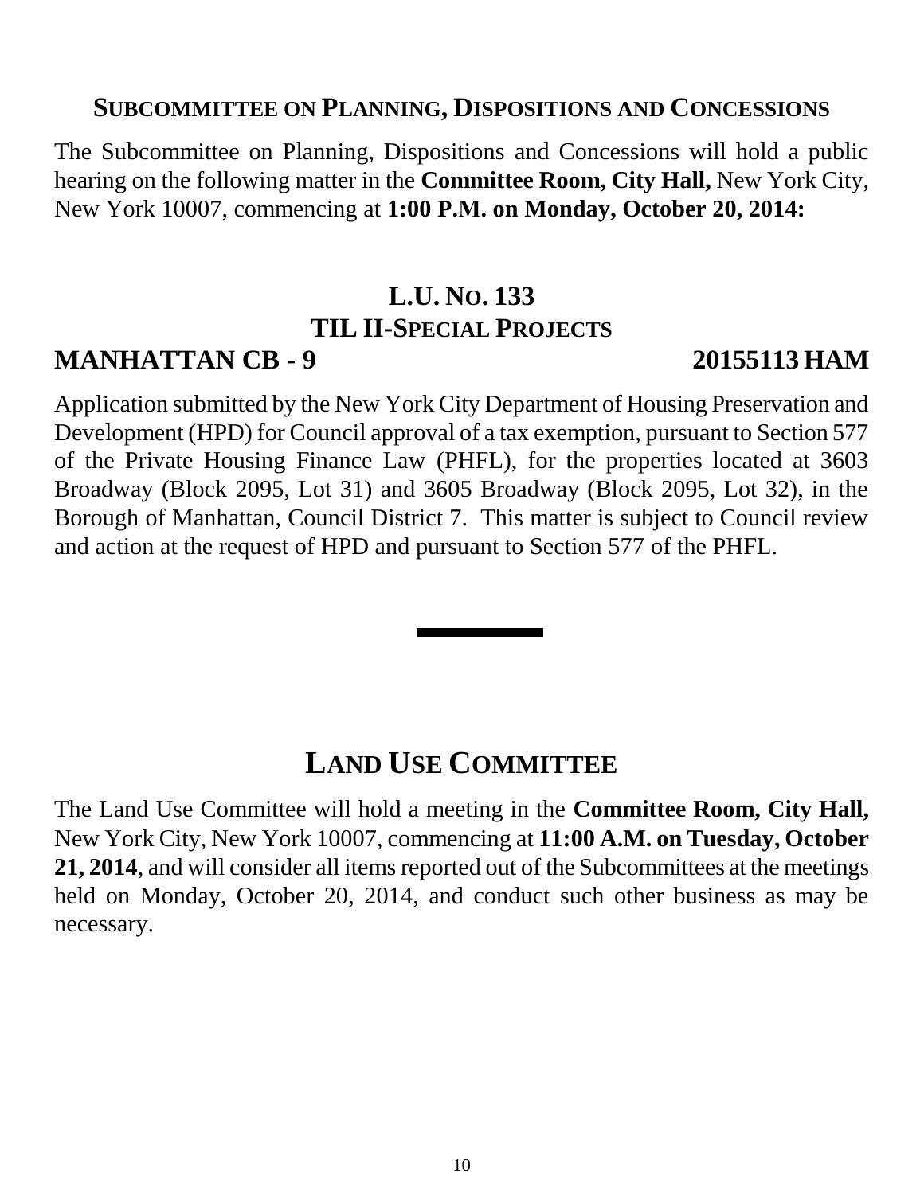## Subcommittee on Planning, Dispositions and Concessions

The Subcommittee on Planning, Dispositions and Concessions will hold a public hearing on the following matter in the **Committee Room, City Hall,** New York City, New York 10007, commencing at **1:00 P.M. on Monday, October 20, 2014:**

### L.U. No. 133
### TIL II-Special Projects

**MANHATTAN CB - 9** **20155113 HAM**

Application submitted by the New York City Department of Housing Preservation and Development (HPD) for Council approval of a tax exemption, pursuant to Section 577 of the Private Housing Finance Law (PHFL), for the properties located at 3603 Broadway (Block 2095, Lot 31) and 3605 Broadway (Block 2095, Lot 32), in the Borough of Manhattan, Council District 7. This matter is subject to Council review and action at the request of HPD and pursuant to Section 577 of the PHFL.

---

## Land Use Committee

The Land Use Committee will hold a meeting in the **Committee Room, City Hall,** New York City, New York 10007, commencing at **11:00 A.M. on Tuesday, October 21, 2014**, and will consider all items reported out of the Subcommittees at the meetings held on Monday, October 20, 2014, and conduct such other business as may be necessary.